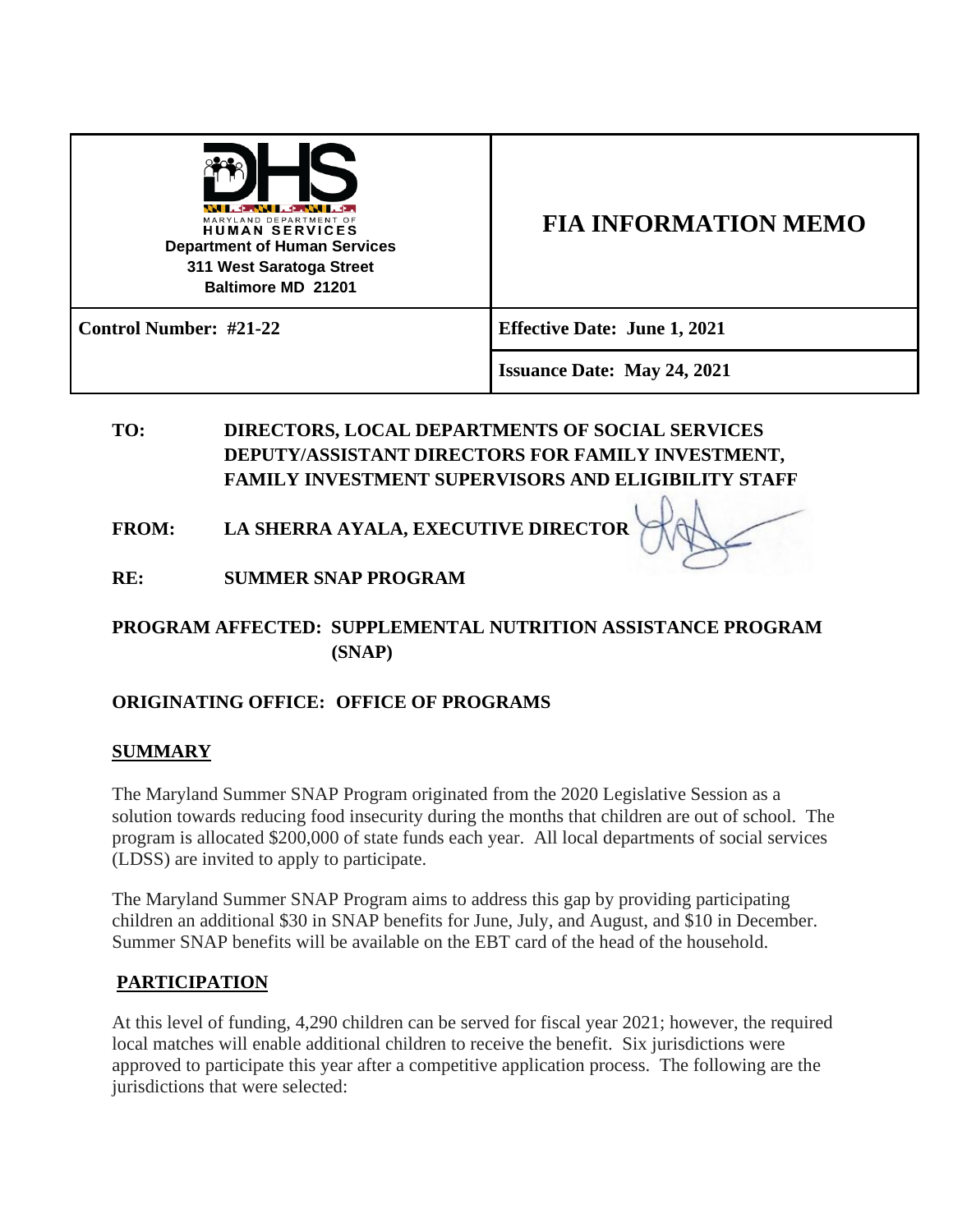| | |
|---|---|
| MARYLAND DEPARTMENT OF HUMAN SERVICES<br>**Department of Human Services**<br>**311 West Saratoga Street**<br>**Baltimore MD 21201** | **FIA INFORMATION MEMO** |
| **Control Number: #21-22** | **Effective Date: June 1, 2021** |
| | **Issuance Date: May 24, 2021** |

**TO:** DIRECTORS, LOCAL DEPARTMENTS OF SOCIAL SERVICES DEPUTY/ASSISTANT DIRECTORS FOR FAMILY INVESTMENT, FAMILY INVESTMENT SUPERVISORS AND ELIGIBILITY STAFF

**FROM:** LA SHERRA AYALA, EXECUTIVE DIRECTOR

**RE:** SUMMER SNAP PROGRAM

**PROGRAM AFFECTED: SUPPLEMENTAL NUTRITION ASSISTANCE PROGRAM (SNAP)**

**ORIGINATING OFFICE: OFFICE OF PROGRAMS**

## SUMMARY

The Maryland Summer SNAP Program originated from the 2020 Legislative Session as a solution towards reducing food insecurity during the months that children are out of school. The program is allocated $200,000 of state funds each year. All local departments of social services (LDSS) are invited to apply to participate.

The Maryland Summer SNAP Program aims to address this gap by providing participating children an additional $30 in SNAP benefits for June, July, and August, and $10 in December. Summer SNAP benefits will be available on the EBT card of the head of the household.

## PARTICIPATION

At this level of funding, 4,290 children can be served for fiscal year 2021; however, the required local matches will enable additional children to receive the benefit. Six jurisdictions were approved to participate this year after a competitive application process. The following are the jurisdictions that were selected: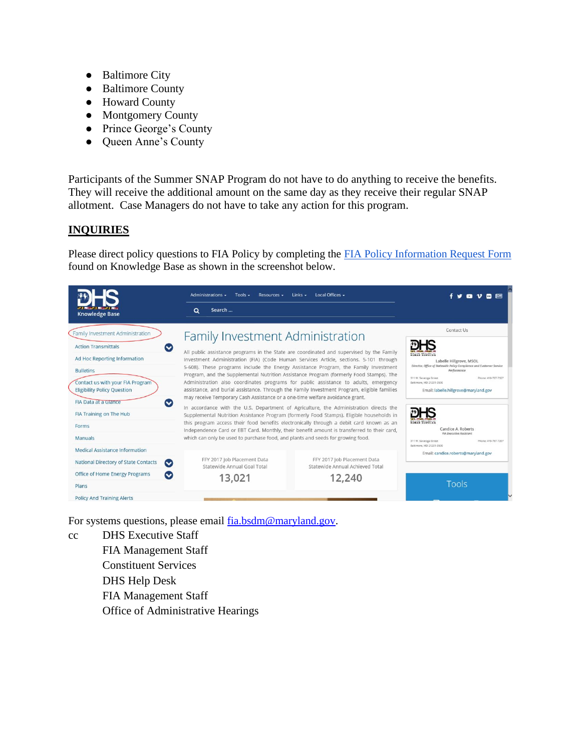- Baltimore City
- Baltimore County
- Howard County
- Montgomery County
- Prince George's County
- Queen Anne's County

Participants of the Summer SNAP Program do not have to do anything to receive the benefits. They will receive the additional amount on the same day as they receive their regular SNAP allotment. Case Managers do not have to take any action for this program.

## INQUIRIES

Please direct policy questions to FIA Policy by completing the FIA Policy Information Request Form found on Knowledge Base as shown in the screenshot below.

For systems questions, please email fia.bsdm@maryland.gov.

cc DHS Executive Staff
FIA Management Staff
Constituent Services
DHS Help Desk
FIA Management Staff
Office of Administrative Hearings